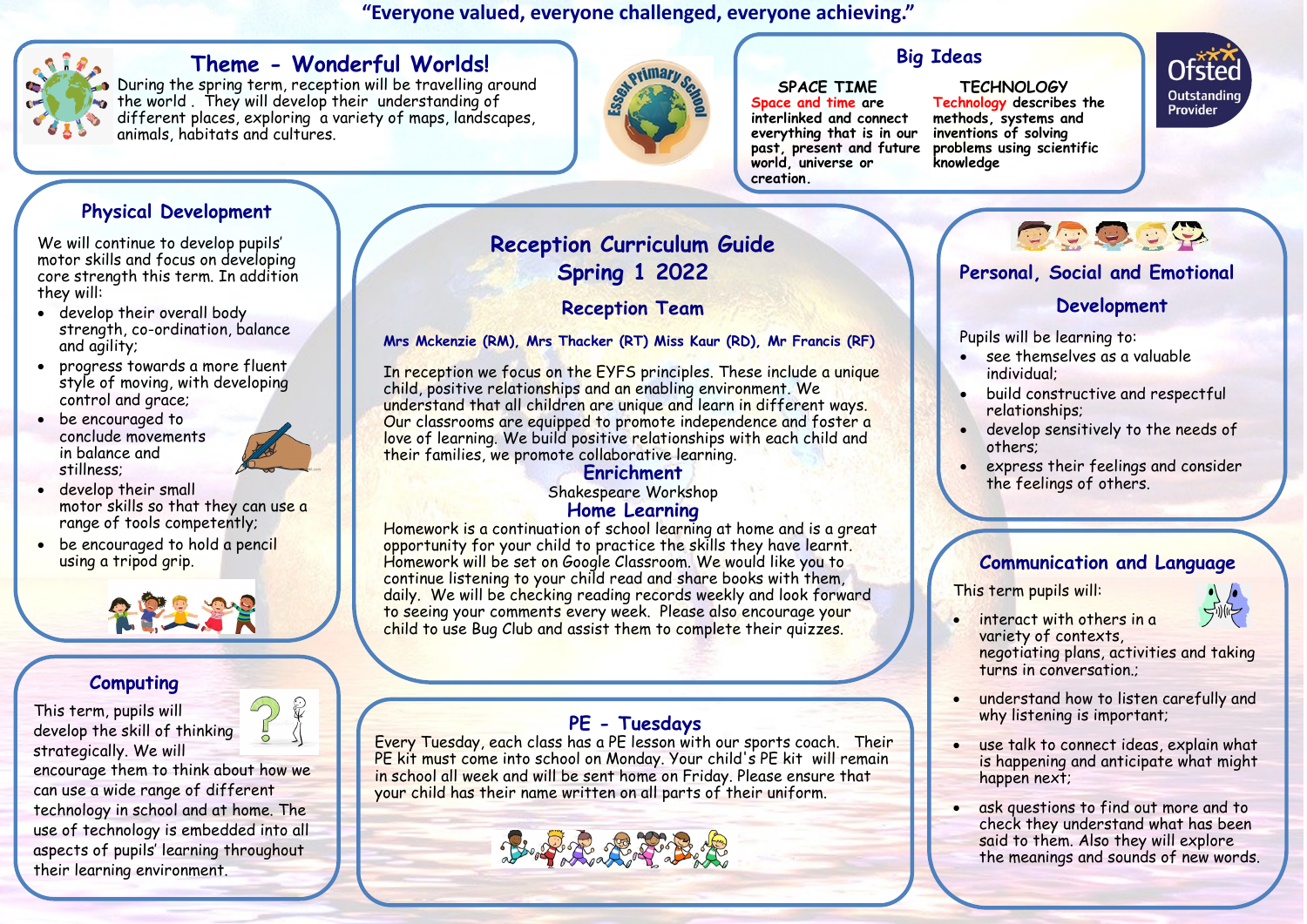“Everyone valued, everyone challenged, everyone achieving.”

# Reception Curriculum Guide
# Spring 1 2022

## Reception Team

**Mrs Mckenzie (RM), Mrs Thacker (RT) Miss Kaur (RD), Mr Francis (RF)**

In reception we focus on the EYFS principles. These include a unique child, positive relationships and an enabling environment. We understand that all children are unique and learn in different ways. Our classrooms are equipped to promote independence and foster a love of learning. We build positive relationships with each child and their families, we promote collaborative learning.

### Enrichment

Shakespeare Workshop

### Home Learning

Homework is a continuation of school learning at home and is a great opportunity for your child to practice the skills they have learnt. Homework will be set on Google Classroom. We would like you to continue listening to your child read and share books with them, daily. We will be checking reading records weekly and look forward to seeing your comments every week. Please also encourage your child to use Bug Club and assist them to complete their quizzes.

## Theme - Wonderful Worlds!

During the spring term, reception will be travelling around the world. They will develop their understanding of different places, exploring a variety of maps, landscapes, animals, habitats and cultures.

## Big Ideas

**SPACE TIME**
Space and time are interlinked and connect everything that is in our past, present and future world, universe or creation.

**TECHNOLOGY**
Technology describes the methods, systems and inventions of solving problems using scientific knowledge

Ofsted Outstanding Provider

## Physical Development

We will continue to develop pupils' motor skills and focus on developing core strength this term. In addition they will:

- develop their overall body strength, co-ordination, balance and agility;
- progress towards a more fluent style of moving, with developing control and grace;
- be encouraged to conclude movements in balance and stillness;
- develop their small motor skills so that they can use a range of tools competently;
- be encouraged to hold a pencil using a tripod grip.

## Personal, Social and Emotional Development

Pupils will be learning to:

- see themselves as a valuable individual;
- build constructive and respectful relationships;
- develop sensitively to the needs of others;
- express their feelings and consider the feelings of others.

## Computing

This term, pupils will develop the skill of thinking strategically. We will encourage them to think about how we can use a wide range of different technology in school and at home. The use of technology is embedded into all aspects of pupils' learning throughout their learning environment.

## PE - Tuesdays

Every Tuesday, each class has a PE lesson with our sports coach. Their PE kit must come into school on Monday. Your child's PE kit will remain in school all week and will be sent home on Friday. Please ensure that your child has their name written on all parts of their uniform.

## Communication and Language

This term pupils will:

- interact with others in a variety of contexts, negotiating plans, activities and taking turns in conversation.;
- understand how to listen carefully and why listening is important;
- use talk to connect ideas, explain what is happening and anticipate what might happen next;
- ask questions to find out more and to check they understand what has been said to them. Also they will explore the meanings and sounds of new words.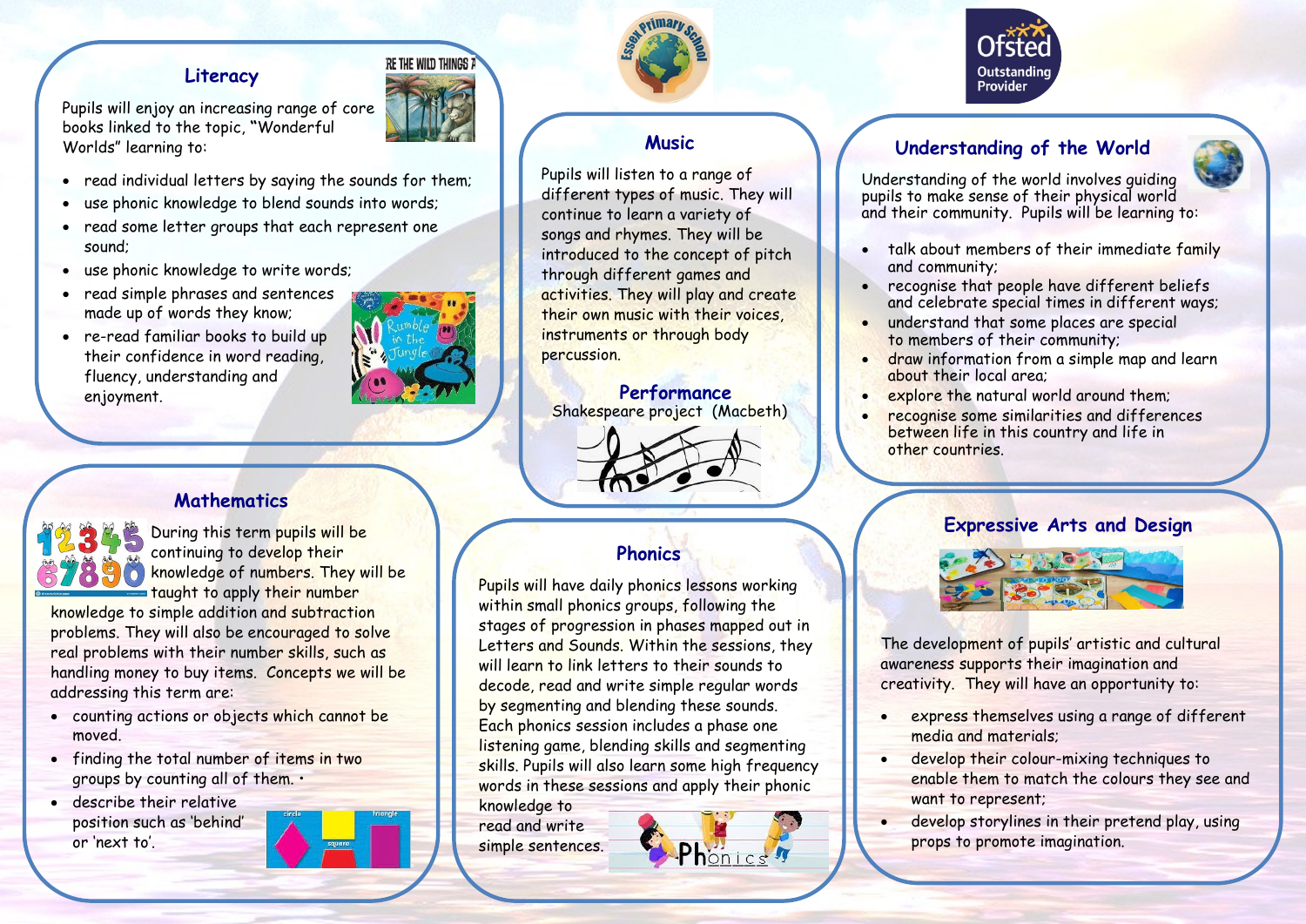## Literacy

Pupils will enjoy an increasing range of core books linked to the topic, "Wonderful Worlds" learning to:

- read individual letters by saying the sounds for them;
- use phonic knowledge to blend sounds into words;
- read some letter groups that each represent one sound;
- use phonic knowledge to write words;
- read simple phrases and sentences made up of words they know;
- re-read familiar books to build up their confidence in word reading, fluency, understanding and enjoyment.

## Music

Pupils will listen to a range of different types of music. They will continue to learn a variety of songs and rhymes. They will be introduced to the concept of pitch through different games and activities. They will play and create their own music with their voices, instruments or through body percussion.

### Performance

Shakespeare project (Macbeth)

## Understanding of the World

Understanding of the world involves guiding pupils to make sense of their physical world and their community. Pupils will be learning to:

- talk about members of their immediate family and community;
- recognise that people have different beliefs and celebrate special times in different ways;
- understand that some places are special to members of their community;
- draw information from a simple map and learn about their local area;
- explore the natural world around them;
- recognise some similarities and differences between life in this country and life in other countries.

## Mathematics

During this term pupils will be continuing to develop their knowledge of numbers. They will be taught to apply their number knowledge to simple addition and subtraction problems. They will also be encouraged to solve real problems with their number skills, such as handling money to buy items. Concepts we will be addressing this term are:

- counting actions or objects which cannot be moved.
- finding the total number of items in two groups by counting all of them. •
- describe their relative position such as 'behind' or 'next to'.

## Phonics

Pupils will have daily phonics lessons working within small phonics groups, following the stages of progression in phases mapped out in Letters and Sounds. Within the sessions, they will learn to link letters to their sounds to decode, read and write simple regular words by segmenting and blending these sounds. Each phonics session includes a phase one listening game, blending skills and segmenting skills. Pupils will also learn some high frequency words in these sessions and apply their phonic knowledge to read and write simple sentences.

## Expressive Arts and Design

The development of pupils' artistic and cultural awareness supports their imagination and creativity. They will have an opportunity to:

- express themselves using a range of different media and materials;
- develop their colour-mixing techniques to enable them to match the colours they see and want to represent;
- develop storylines in their pretend play, using props to promote imagination.